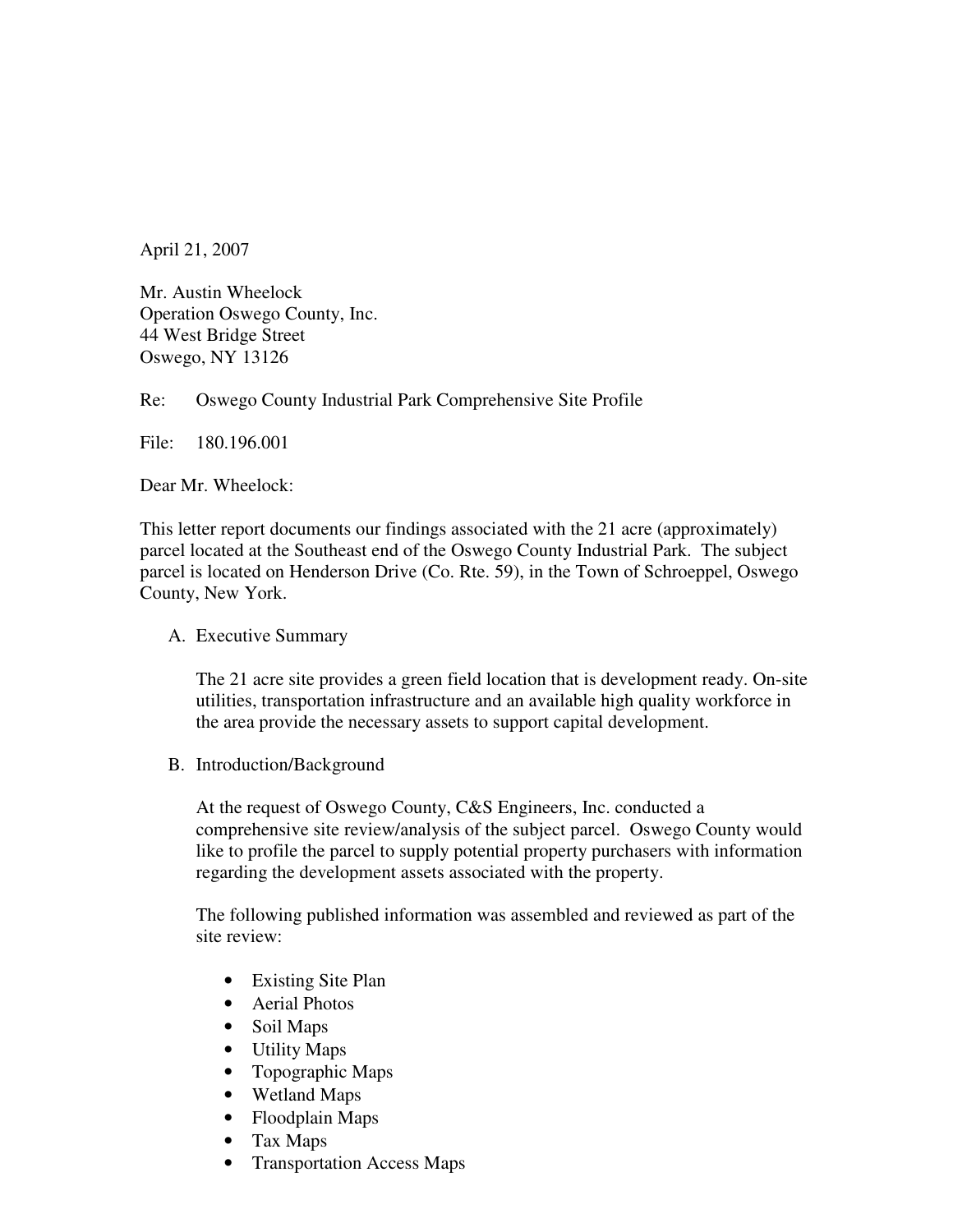April 21, 2007

Mr. Austin Wheelock
Operation Oswego County, Inc.
44 West Bridge Street
Oswego, NY 13126

Re: Oswego County Industrial Park Comprehensive Site Profile

File: 180.196.001

Dear Mr. Wheelock:

This letter report documents our findings associated with the 21 acre (approximately) parcel located at the Southeast end of the Oswego County Industrial Park. The subject parcel is located on Henderson Drive (Co. Rte. 59), in the Town of Schroeppel, Oswego County, New York.

A. Executive Summary

The 21 acre site provides a green field location that is development ready. On-site utilities, transportation infrastructure and an available high quality workforce in the area provide the necessary assets to support capital development.

B. Introduction/Background

At the request of Oswego County, C&S Engineers, Inc. conducted a comprehensive site review/analysis of the subject parcel. Oswego County would like to profile the parcel to supply potential property purchasers with information regarding the development assets associated with the property.

The following published information was assembled and reviewed as part of the site review:

- Existing Site Plan
- Aerial Photos
- Soil Maps
- Utility Maps
- Topographic Maps
- Wetland Maps
- Floodplain Maps
- Tax Maps
- Transportation Access Maps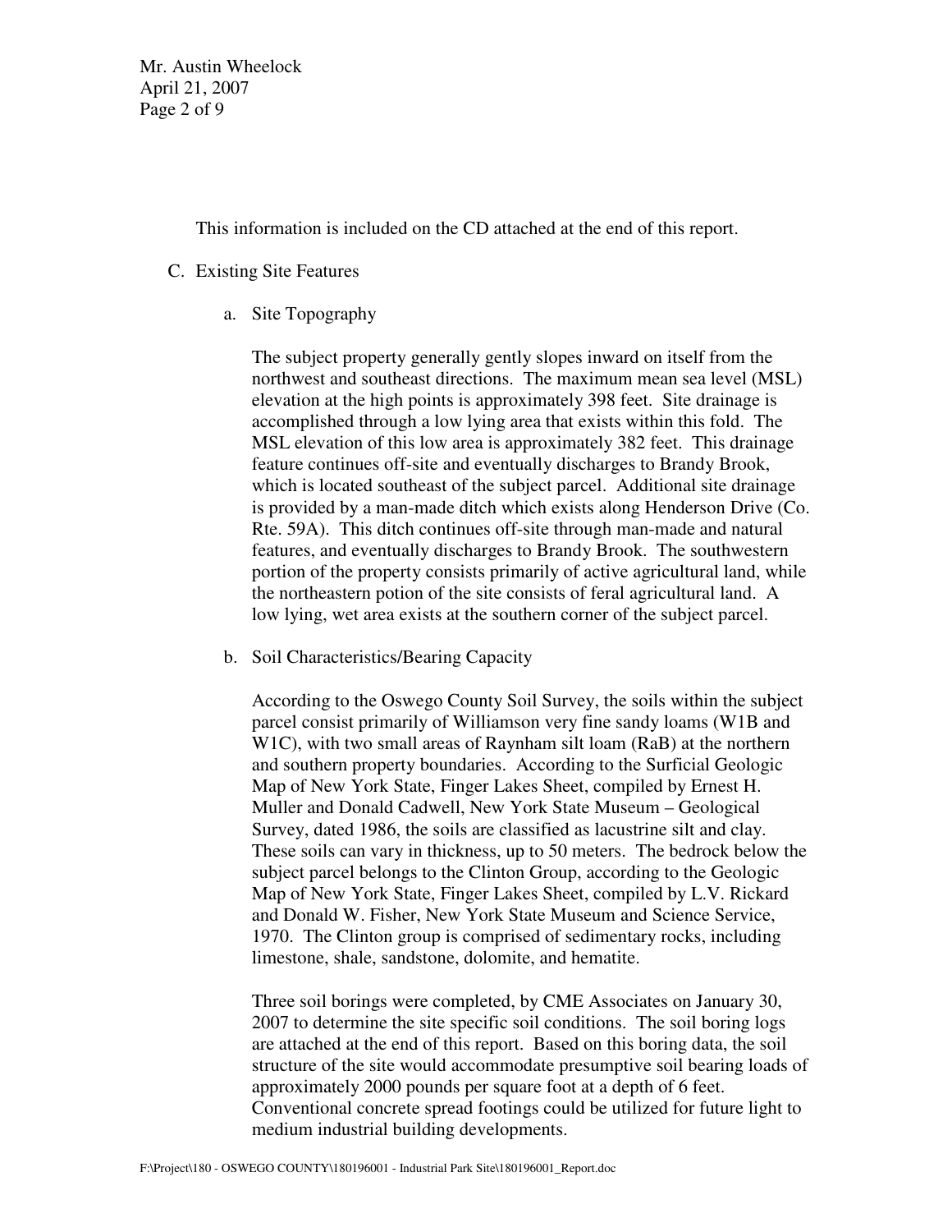This information is included on the CD attached at the end of this report.

C. Existing Site Features

a. Site Topography

The subject property generally gently slopes inward on itself from the northwest and southeast directions. The maximum mean sea level (MSL) elevation at the high points is approximately 398 feet. Site drainage is accomplished through a low lying area that exists within this fold. The MSL elevation of this low area is approximately 382 feet. This drainage feature continues off-site and eventually discharges to Brandy Brook, which is located southeast of the subject parcel. Additional site drainage is provided by a man-made ditch which exists along Henderson Drive (Co. Rte. 59A). This ditch continues off-site through man-made and natural features, and eventually discharges to Brandy Brook. The southwestern portion of the property consists primarily of active agricultural land, while the northeastern potion of the site consists of feral agricultural land. A low lying, wet area exists at the southern corner of the subject parcel.

b. Soil Characteristics/Bearing Capacity

According to the Oswego County Soil Survey, the soils within the subject parcel consist primarily of Williamson very fine sandy loams (W1B and W1C), with two small areas of Raynham silt loam (RaB) at the northern and southern property boundaries. According to the Surficial Geologic Map of New York State, Finger Lakes Sheet, compiled by Ernest H. Muller and Donald Cadwell, New York State Museum – Geological Survey, dated 1986, the soils are classified as lacustrine silt and clay. These soils can vary in thickness, up to 50 meters. The bedrock below the subject parcel belongs to the Clinton Group, according to the Geologic Map of New York State, Finger Lakes Sheet, compiled by L.V. Rickard and Donald W. Fisher, New York State Museum and Science Service, 1970. The Clinton group is comprised of sedimentary rocks, including limestone, shale, sandstone, dolomite, and hematite.

Three soil borings were completed, by CME Associates on January 30, 2007 to determine the site specific soil conditions. The soil boring logs are attached at the end of this report. Based on this boring data, the soil structure of the site would accommodate presumptive soil bearing loads of approximately 2000 pounds per square foot at a depth of 6 feet. Conventional concrete spread footings could be utilized for future light to medium industrial building developments.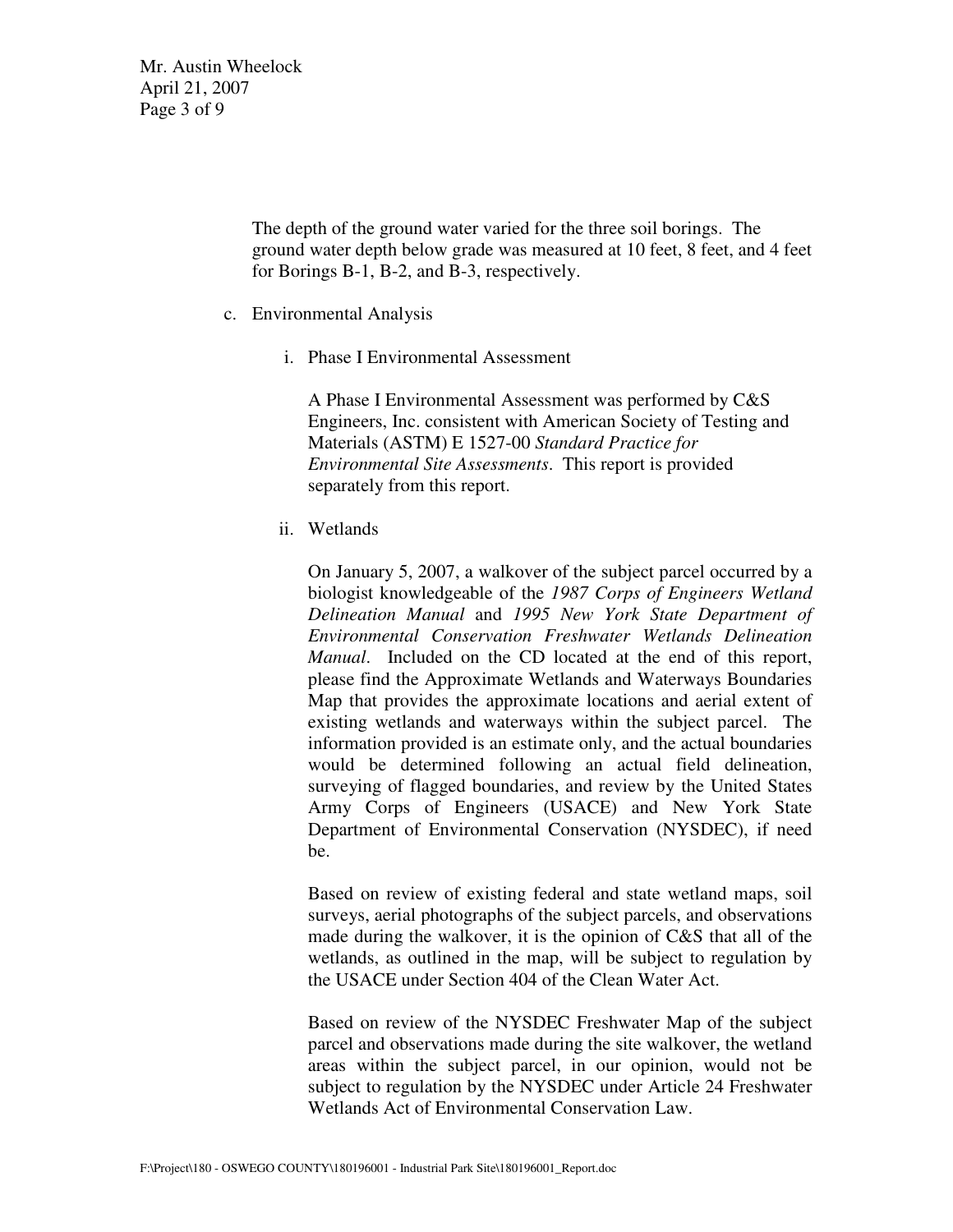The depth of the ground water varied for the three soil borings. The ground water depth below grade was measured at 10 feet, 8 feet, and 4 feet for Borings B-1, B-2, and B-3, respectively.

c. Environmental Analysis

   i. Phase I Environmental Assessment

      A Phase I Environmental Assessment was performed by C&S Engineers, Inc. consistent with American Society of Testing and Materials (ASTM) E 1527-00 *Standard Practice for Environmental Site Assessments*. This report is provided separately from this report.

   ii. Wetlands

      On January 5, 2007, a walkover of the subject parcel occurred by a biologist knowledgeable of the *1987 Corps of Engineers Wetland Delineation Manual* and *1995 New York State Department of Environmental Conservation Freshwater Wetlands Delineation Manual*. Included on the CD located at the end of this report, please find the Approximate Wetlands and Waterways Boundaries Map that provides the approximate locations and aerial extent of existing wetlands and waterways within the subject parcel. The information provided is an estimate only, and the actual boundaries would be determined following an actual field delineation, surveying of flagged boundaries, and review by the United States Army Corps of Engineers (USACE) and New York State Department of Environmental Conservation (NYSDEC), if need be.

      Based on review of existing federal and state wetland maps, soil surveys, aerial photographs of the subject parcels, and observations made during the walkover, it is the opinion of C&S that all of the wetlands, as outlined in the map, will be subject to regulation by the USACE under Section 404 of the Clean Water Act.

      Based on review of the NYSDEC Freshwater Map of the subject parcel and observations made during the site walkover, the wetland areas within the subject parcel, in our opinion, would not be subject to regulation by the NYSDEC under Article 24 Freshwater Wetlands Act of Environmental Conservation Law.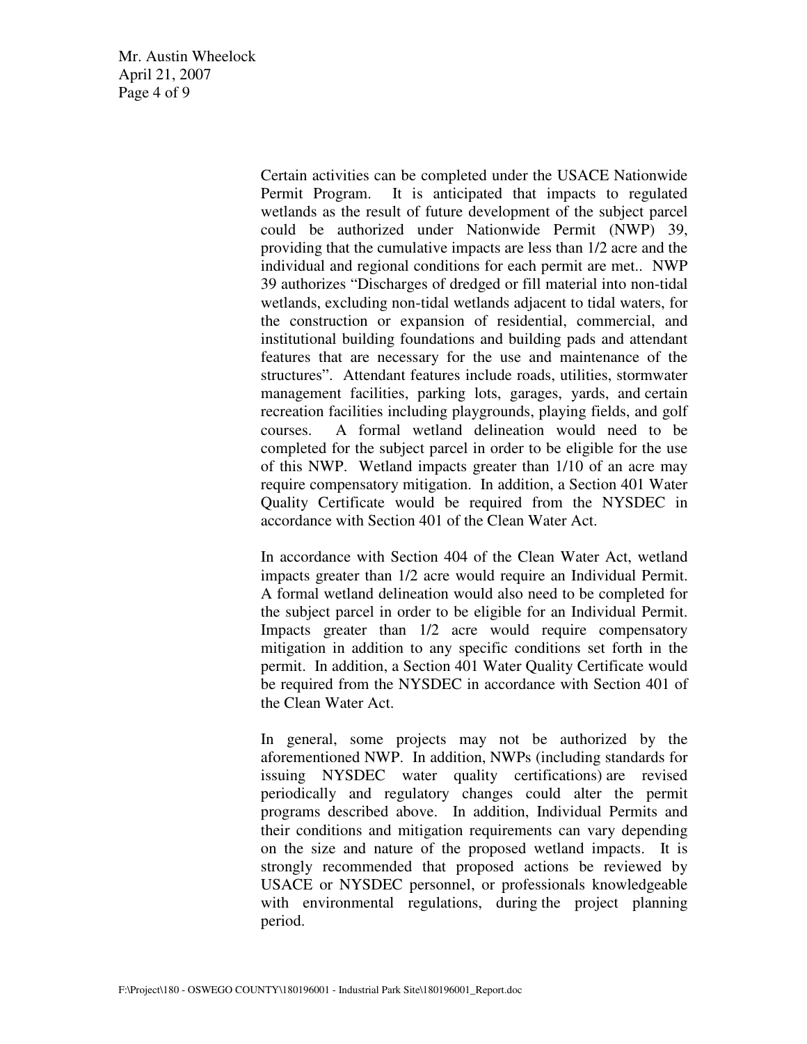Certain activities can be completed under the USACE Nationwide Permit Program. It is anticipated that impacts to regulated wetlands as the result of future development of the subject parcel could be authorized under Nationwide Permit (NWP) 39, providing that the cumulative impacts are less than 1/2 acre and the individual and regional conditions for each permit are met.. NWP 39 authorizes "Discharges of dredged or fill material into non-tidal wetlands, excluding non-tidal wetlands adjacent to tidal waters, for the construction or expansion of residential, commercial, and institutional building foundations and building pads and attendant features that are necessary for the use and maintenance of the structures". Attendant features include roads, utilities, stormwater management facilities, parking lots, garages, yards, and certain recreation facilities including playgrounds, playing fields, and golf courses. A formal wetland delineation would need to be completed for the subject parcel in order to be eligible for the use of this NWP. Wetland impacts greater than 1/10 of an acre may require compensatory mitigation. In addition, a Section 401 Water Quality Certificate would be required from the NYSDEC in accordance with Section 401 of the Clean Water Act.

In accordance with Section 404 of the Clean Water Act, wetland impacts greater than 1/2 acre would require an Individual Permit. A formal wetland delineation would also need to be completed for the subject parcel in order to be eligible for an Individual Permit. Impacts greater than 1/2 acre would require compensatory mitigation in addition to any specific conditions set forth in the permit. In addition, a Section 401 Water Quality Certificate would be required from the NYSDEC in accordance with Section 401 of the Clean Water Act.

In general, some projects may not be authorized by the aforementioned NWP. In addition, NWPs (including standards for issuing NYSDEC water quality certifications) are revised periodically and regulatory changes could alter the permit programs described above. In addition, Individual Permits and their conditions and mitigation requirements can vary depending on the size and nature of the proposed wetland impacts. It is strongly recommended that proposed actions be reviewed by USACE or NYSDEC personnel, or professionals knowledgeable with environmental regulations, during the project planning period.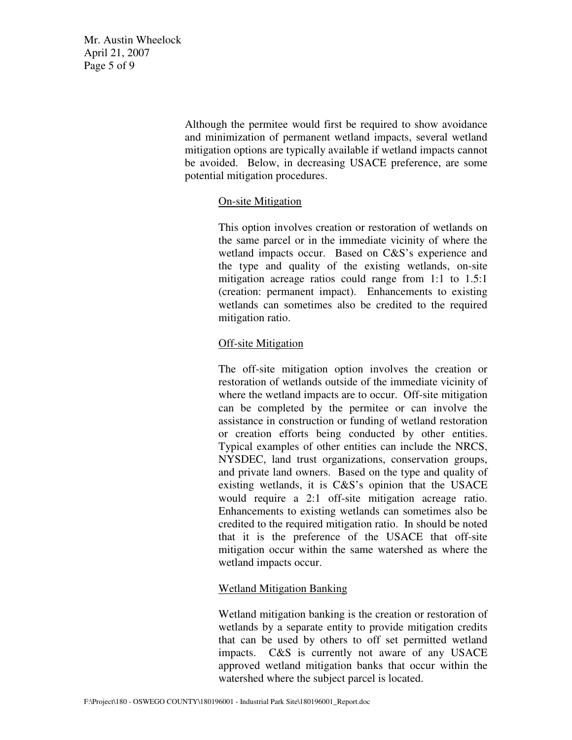Although the permitee would first be required to show avoidance and minimization of permanent wetland impacts, several wetland mitigation options are typically available if wetland impacts cannot be avoided. Below, in decreasing USACE preference, are some potential mitigation procedures.

<u>On-site Mitigation</u>

This option involves creation or restoration of wetlands on the same parcel or in the immediate vicinity of where the wetland impacts occur. Based on C&S's experience and the type and quality of the existing wetlands, on-site mitigation acreage ratios could range from 1:1 to 1.5:1 (creation: permanent impact). Enhancements to existing wetlands can sometimes also be credited to the required mitigation ratio.

<u>Off-site Mitigation</u>

The off-site mitigation option involves the creation or restoration of wetlands outside of the immediate vicinity of where the wetland impacts are to occur. Off-site mitigation can be completed by the permitee or can involve the assistance in construction or funding of wetland restoration or creation efforts being conducted by other entities. Typical examples of other entities can include the NRCS, NYSDEC, land trust organizations, conservation groups, and private land owners. Based on the type and quality of existing wetlands, it is C&S's opinion that the USACE would require a 2:1 off-site mitigation acreage ratio. Enhancements to existing wetlands can sometimes also be credited to the required mitigation ratio. In should be noted that it is the preference of the USACE that off-site mitigation occur within the same watershed as where the wetland impacts occur.

<u>Wetland Mitigation Banking</u>

Wetland mitigation banking is the creation or restoration of wetlands by a separate entity to provide mitigation credits that can be used by others to off set permitted wetland impacts. C&S is currently not aware of any USACE approved wetland mitigation banks that occur within the watershed where the subject parcel is located.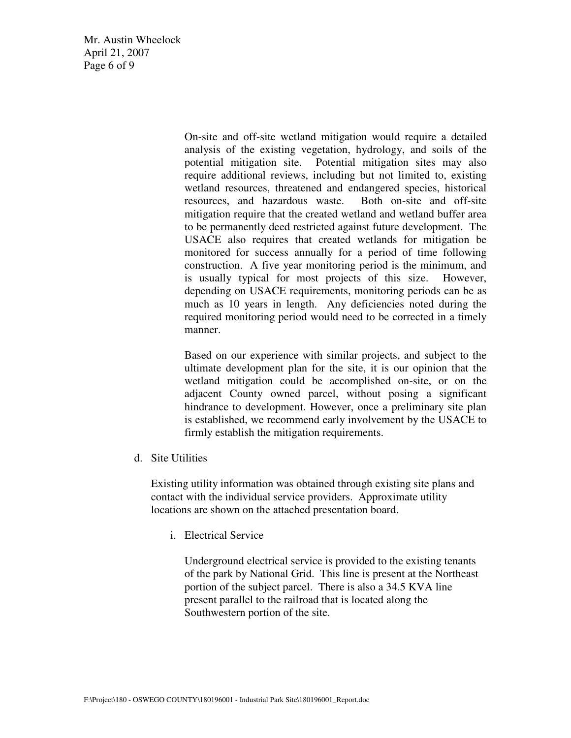On-site and off-site wetland mitigation would require a detailed analysis of the existing vegetation, hydrology, and soils of the potential mitigation site. Potential mitigation sites may also require additional reviews, including but not limited to, existing wetland resources, threatened and endangered species, historical resources, and hazardous waste. Both on-site and off-site mitigation require that the created wetland and wetland buffer area to be permanently deed restricted against future development. The USACE also requires that created wetlands for mitigation be monitored for success annually for a period of time following construction. A five year monitoring period is the minimum, and is usually typical for most projects of this size. However, depending on USACE requirements, monitoring periods can be as much as 10 years in length. Any deficiencies noted during the required monitoring period would need to be corrected in a timely manner.

Based on our experience with similar projects, and subject to the ultimate development plan for the site, it is our opinion that the wetland mitigation could be accomplished on-site, or on the adjacent County owned parcel, without posing a significant hindrance to development. However, once a preliminary site plan is established, we recommend early involvement by the USACE to firmly establish the mitigation requirements.

d. Site Utilities

Existing utility information was obtained through existing site plans and contact with the individual service providers. Approximate utility locations are shown on the attached presentation board.

i. Electrical Service

Underground electrical service is provided to the existing tenants of the park by National Grid. This line is present at the Northeast portion of the subject parcel. There is also a 34.5 KVA line present parallel to the railroad that is located along the Southwestern portion of the site.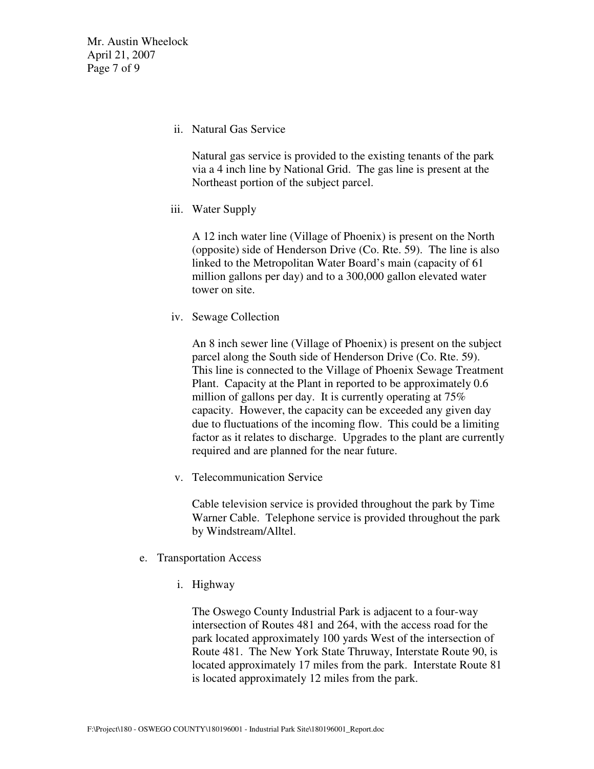ii. Natural Gas Service

Natural gas service is provided to the existing tenants of the park via a 4 inch line by National Grid. The gas line is present at the Northeast portion of the subject parcel.

iii. Water Supply

A 12 inch water line (Village of Phoenix) is present on the North (opposite) side of Henderson Drive (Co. Rte. 59). The line is also linked to the Metropolitan Water Board's main (capacity of 61 million gallons per day) and to a 300,000 gallon elevated water tower on site.

iv. Sewage Collection

An 8 inch sewer line (Village of Phoenix) is present on the subject parcel along the South side of Henderson Drive (Co. Rte. 59). This line is connected to the Village of Phoenix Sewage Treatment Plant. Capacity at the Plant in reported to be approximately 0.6 million of gallons per day. It is currently operating at 75% capacity. However, the capacity can be exceeded any given day due to fluctuations of the incoming flow. This could be a limiting factor as it relates to discharge. Upgrades to the plant are currently required and are planned for the near future.

v. Telecommunication Service

Cable television service is provided throughout the park by Time Warner Cable. Telephone service is provided throughout the park by Windstream/Alltel.

e. Transportation Access

i. Highway

The Oswego County Industrial Park is adjacent to a four-way intersection of Routes 481 and 264, with the access road for the park located approximately 100 yards West of the intersection of Route 481. The New York State Thruway, Interstate Route 90, is located approximately 17 miles from the park. Interstate Route 81 is located approximately 12 miles from the park.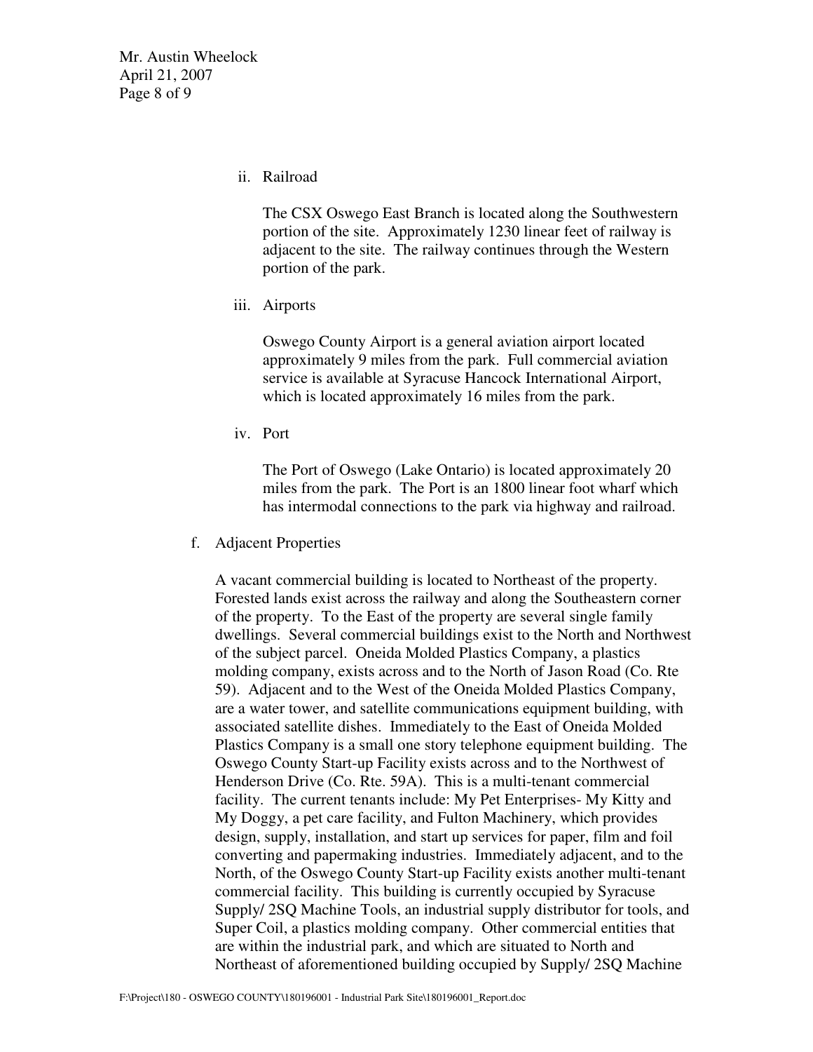ii. Railroad

The CSX Oswego East Branch is located along the Southwestern portion of the site. Approximately 1230 linear feet of railway is adjacent to the site. The railway continues through the Western portion of the park.

iii. Airports

Oswego County Airport is a general aviation airport located approximately 9 miles from the park. Full commercial aviation service is available at Syracuse Hancock International Airport, which is located approximately 16 miles from the park.

iv. Port

The Port of Oswego (Lake Ontario) is located approximately 20 miles from the park. The Port is an 1800 linear foot wharf which has intermodal connections to the park via highway and railroad.

f. Adjacent Properties

A vacant commercial building is located to Northeast of the property. Forested lands exist across the railway and along the Southeastern corner of the property. To the East of the property are several single family dwellings. Several commercial buildings exist to the North and Northwest of the subject parcel. Oneida Molded Plastics Company, a plastics molding company, exists across and to the North of Jason Road (Co. Rte 59). Adjacent and to the West of the Oneida Molded Plastics Company, are a water tower, and satellite communications equipment building, with associated satellite dishes. Immediately to the East of Oneida Molded Plastics Company is a small one story telephone equipment building. The Oswego County Start-up Facility exists across and to the Northwest of Henderson Drive (Co. Rte. 59A). This is a multi-tenant commercial facility. The current tenants include: My Pet Enterprises- My Kitty and My Doggy, a pet care facility, and Fulton Machinery, which provides design, supply, installation, and start up services for paper, film and foil converting and papermaking industries. Immediately adjacent, and to the North, of the Oswego County Start-up Facility exists another multi-tenant commercial facility. This building is currently occupied by Syracuse Supply/ 2SQ Machine Tools, an industrial supply distributor for tools, and Super Coil, a plastics molding company. Other commercial entities that are within the industrial park, and which are situated to North and Northeast of aforementioned building occupied by Supply/ 2SQ Machine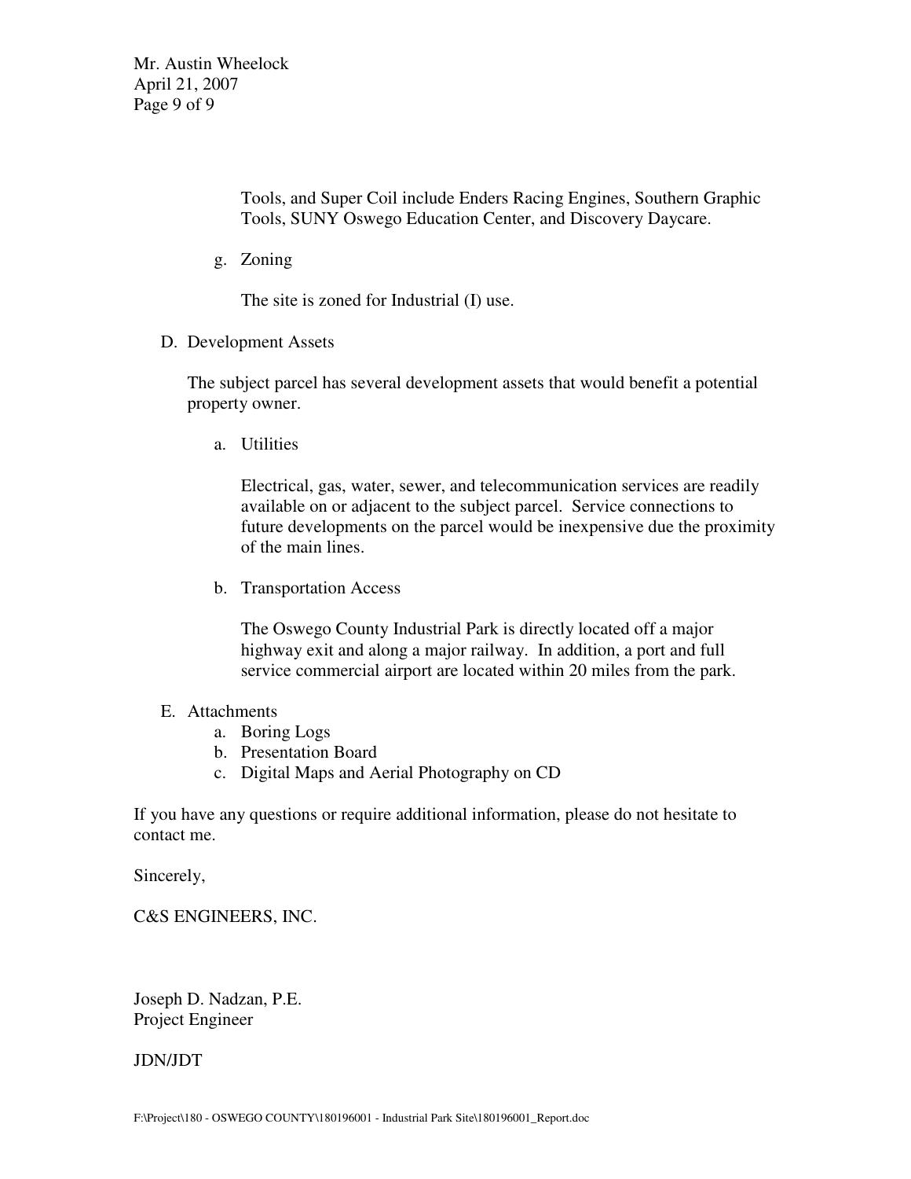Tools, and Super Coil include Enders Racing Engines, Southern Graphic Tools, SUNY Oswego Education Center, and Discovery Daycare.

g. Zoning

The site is zoned for Industrial (I) use.

D. Development Assets

The subject parcel has several development assets that would benefit a potential property owner.

a. Utilities

Electrical, gas, water, sewer, and telecommunication services are readily available on or adjacent to the subject parcel. Service connections to future developments on the parcel would be inexpensive due the proximity of the main lines.

b. Transportation Access

The Oswego County Industrial Park is directly located off a major highway exit and along a major railway. In addition, a port and full service commercial airport are located within 20 miles from the park.

E. Attachments

a. Boring Logs
b. Presentation Board
c. Digital Maps and Aerial Photography on CD

If you have any questions or require additional information, please do not hesitate to contact me.

Sincerely,

C&S ENGINEERS, INC.

Joseph D. Nadzan, P.E.
Project Engineer

JDN/JDT

F:\Project\180 - OSWEGO COUNTY\180196001 - Industrial Park Site\180196001_Report.doc